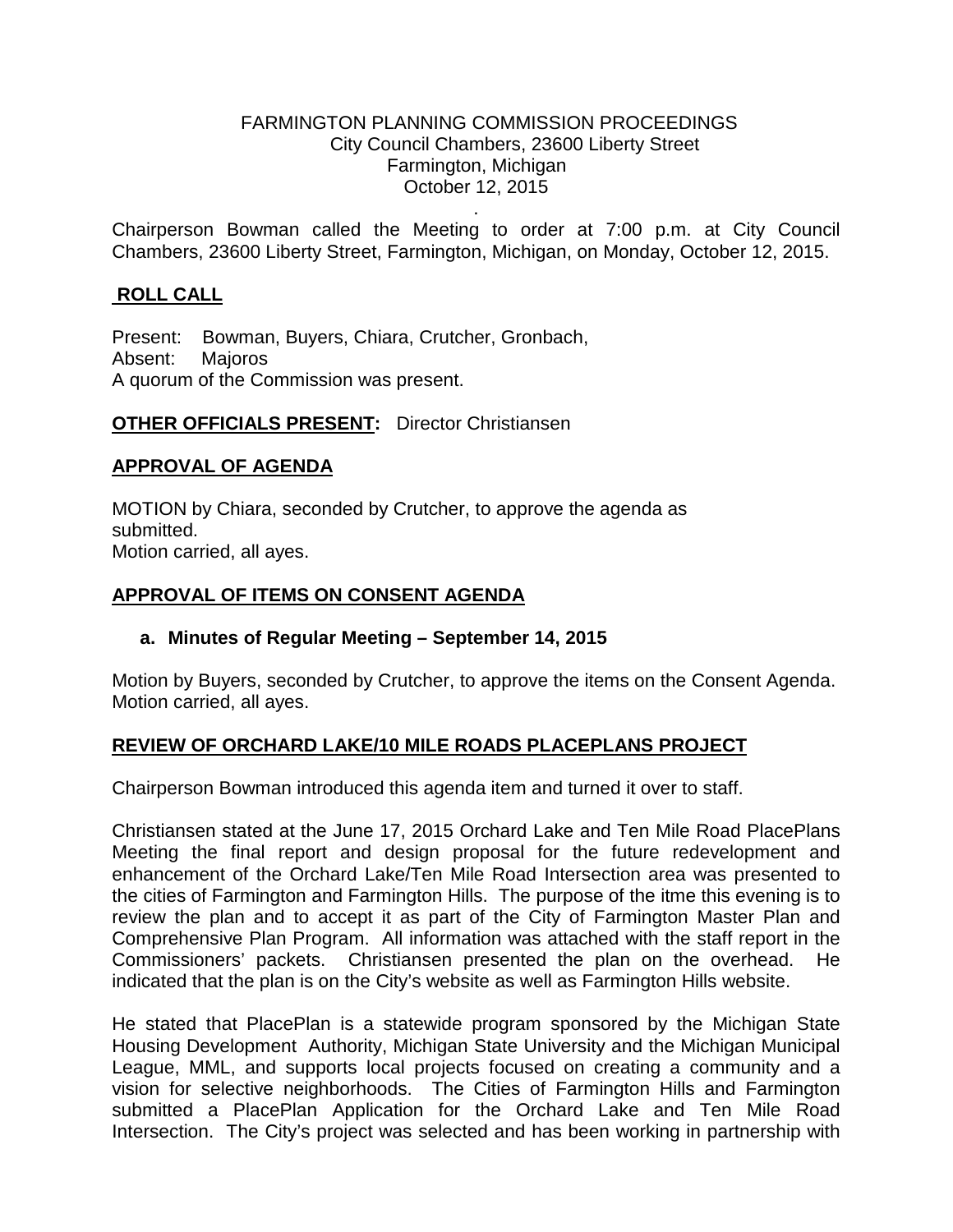FARMINGTON PLANNING COMMISSION PROCEEDINGS
City Council Chambers, 23600 Liberty Street
Farmington, Michigan
October 12, 2015

Chairperson Bowman called the Meeting to order at 7:00 p.m. at City Council Chambers, 23600 Liberty Street, Farmington, Michigan, on Monday, October 12, 2015.

## ROLL CALL

Present: Bowman, Buyers, Chiara, Crutcher, Gronbach,
Absent: Majoros
A quorum of the Commission was present.

**OTHER OFFICIALS PRESENT:** Director Christiansen

## APPROVAL OF AGENDA

MOTION by Chiara, seconded by Crutcher, to approve the agenda as submitted.
Motion carried, all ayes.

## APPROVAL OF ITEMS ON CONSENT AGENDA

**a. Minutes of Regular Meeting – September 14, 2015**

Motion by Buyers, seconded by Crutcher, to approve the items on the Consent Agenda.
Motion carried, all ayes.

## REVIEW OF ORCHARD LAKE/10 MILE ROADS PLACEPLANS PROJECT

Chairperson Bowman introduced this agenda item and turned it over to staff.

Christiansen stated at the June 17, 2015 Orchard Lake and Ten Mile Road PlacePlans Meeting the final report and design proposal for the future redevelopment and enhancement of the Orchard Lake/Ten Mile Road Intersection area was presented to the cities of Farmington and Farmington Hills. The purpose of the itme this evening is to review the plan and to accept it as part of the City of Farmington Master Plan and Comprehensive Plan Program. All information was attached with the staff report in the Commissioners' packets. Christiansen presented the plan on the overhead. He indicated that the plan is on the City's website as well as Farmington Hills website.

He stated that PlacePlan is a statewide program sponsored by the Michigan State Housing Development Authority, Michigan State University and the Michigan Municipal League, MML, and supports local projects focused on creating a community and a vision for selective neighborhoods. The Cities of Farmington Hills and Farmington submitted a PlacePlan Application for the Orchard Lake and Ten Mile Road Intersection. The City's project was selected and has been working in partnership with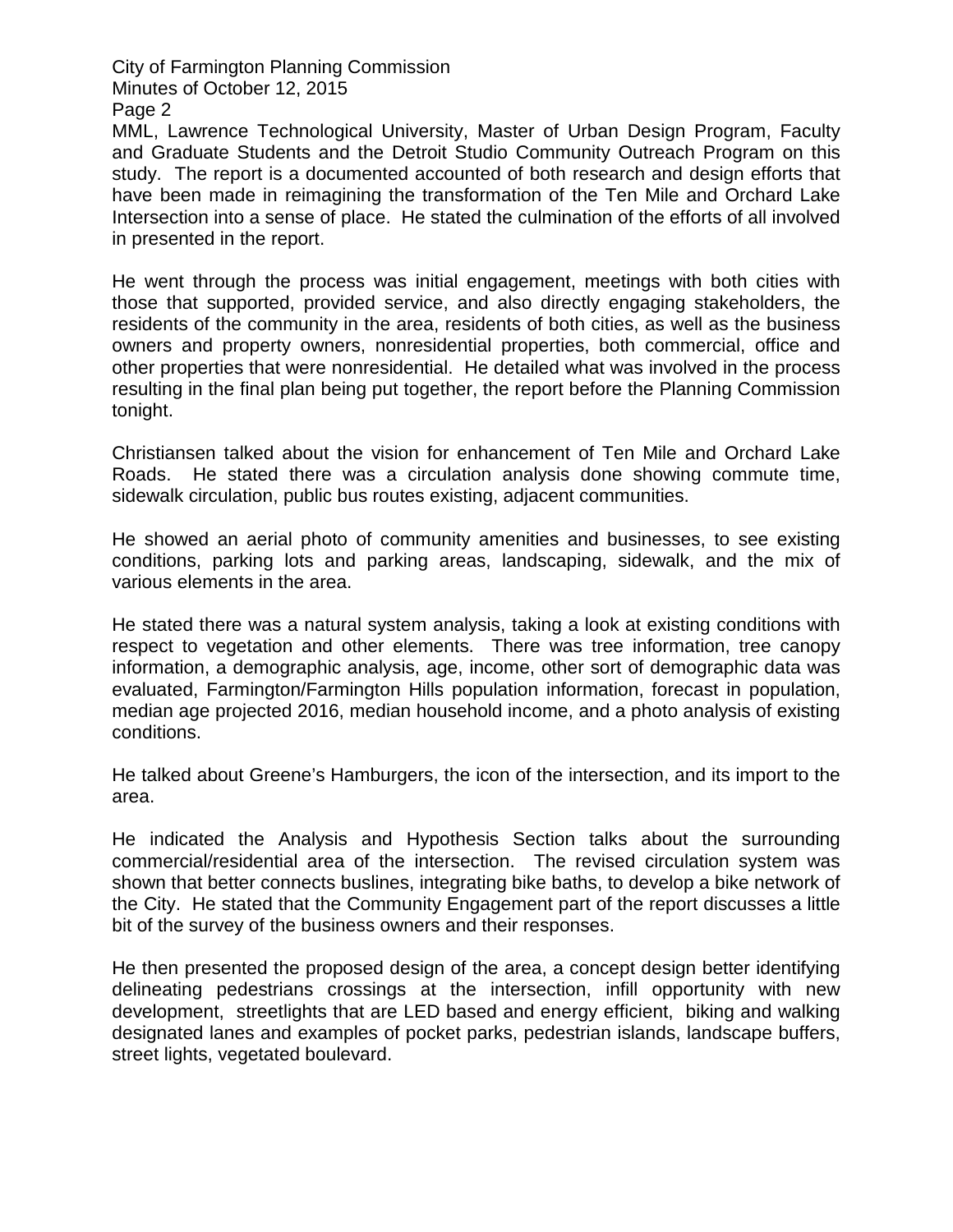MML, Lawrence Technological University, Master of Urban Design Program, Faculty and Graduate Students and the Detroit Studio Community Outreach Program on this study. The report is a documented accounted of both research and design efforts that have been made in reimagining the transformation of the Ten Mile and Orchard Lake Intersection into a sense of place. He stated the culmination of the efforts of all involved in presented in the report.

He went through the process was initial engagement, meetings with both cities with those that supported, provided service, and also directly engaging stakeholders, the residents of the community in the area, residents of both cities, as well as the business owners and property owners, nonresidential properties, both commercial, office and other properties that were nonresidential. He detailed what was involved in the process resulting in the final plan being put together, the report before the Planning Commission tonight.

Christiansen talked about the vision for enhancement of Ten Mile and Orchard Lake Roads. He stated there was a circulation analysis done showing commute time, sidewalk circulation, public bus routes existing, adjacent communities.

He showed an aerial photo of community amenities and businesses, to see existing conditions, parking lots and parking areas, landscaping, sidewalk, and the mix of various elements in the area.

He stated there was a natural system analysis, taking a look at existing conditions with respect to vegetation and other elements. There was tree information, tree canopy information, a demographic analysis, age, income, other sort of demographic data was evaluated, Farmington/Farmington Hills population information, forecast in population, median age projected 2016, median household income, and a photo analysis of existing conditions.

He talked about Greene's Hamburgers, the icon of the intersection, and its import to the area.

He indicated the Analysis and Hypothesis Section talks about the surrounding commercial/residential area of the intersection. The revised circulation system was shown that better connects buslines, integrating bike baths, to develop a bike network of the City. He stated that the Community Engagement part of the report discusses a little bit of the survey of the business owners and their responses.

He then presented the proposed design of the area, a concept design better identifying delineating pedestrians crossings at the intersection, infill opportunity with new development, streetlights that are LED based and energy efficient, biking and walking designated lanes and examples of pocket parks, pedestrian islands, landscape buffers, street lights, vegetated boulevard.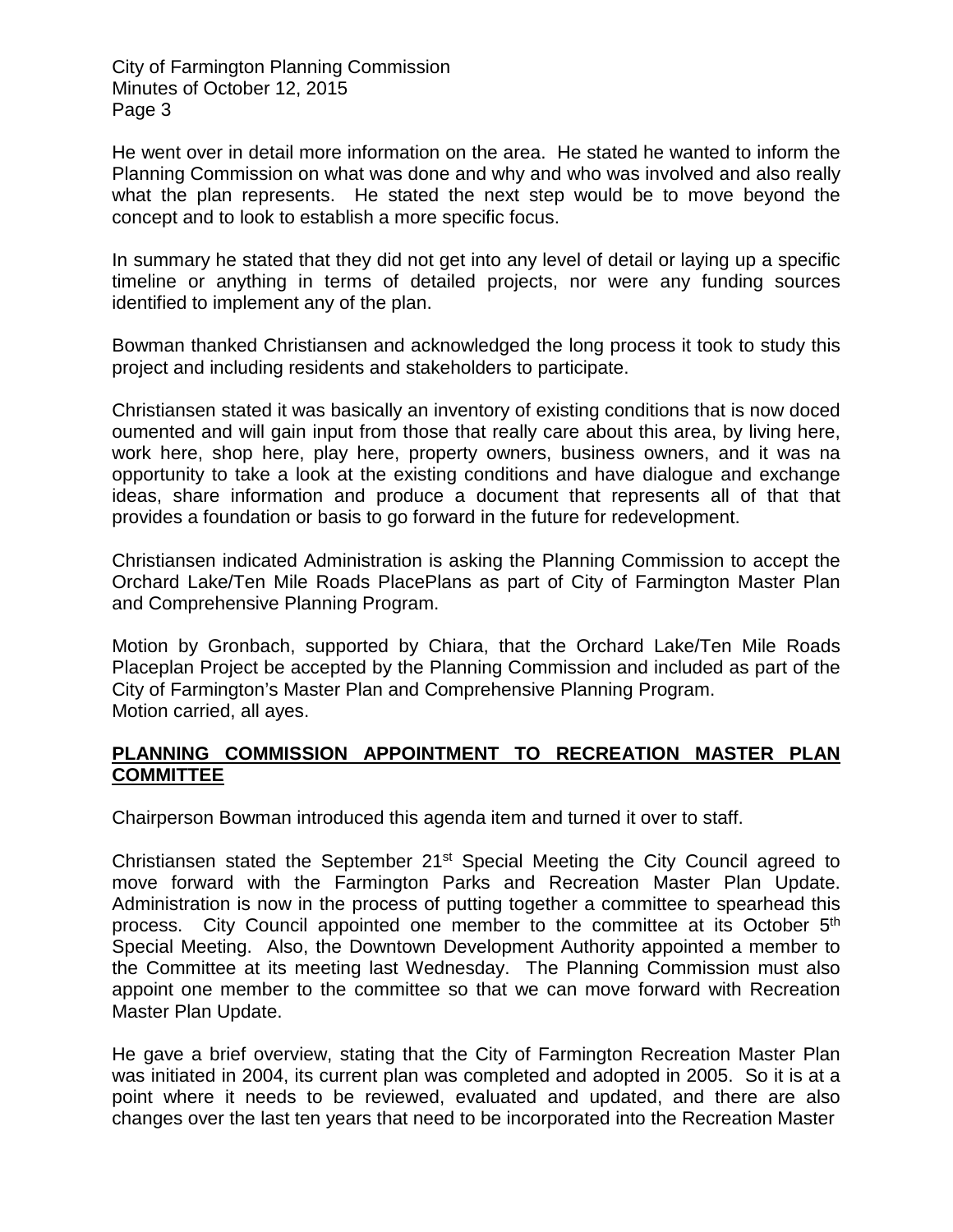He went over in detail more information on the area. He stated he wanted to inform the Planning Commission on what was done and why and who was involved and also really what the plan represents. He stated the next step would be to move beyond the concept and to look to establish a more specific focus.

In summary he stated that they did not get into any level of detail or laying up a specific timeline or anything in terms of detailed projects, nor were any funding sources identified to implement any of the plan.

Bowman thanked Christiansen and acknowledged the long process it took to study this project and including residents and stakeholders to participate.

Christiansen stated it was basically an inventory of existing conditions that is now doced oumented and will gain input from those that really care about this area, by living here, work here, shop here, play here, property owners, business owners, and it was na opportunity to take a look at the existing conditions and have dialogue and exchange ideas, share information and produce a document that represents all of that that provides a foundation or basis to go forward in the future for redevelopment.

Christiansen indicated Administration is asking the Planning Commission to accept the Orchard Lake/Ten Mile Roads PlacePlans as part of City of Farmington Master Plan and Comprehensive Planning Program.

Motion by Gronbach, supported by Chiara, that the Orchard Lake/Ten Mile Roads Placeplan Project be accepted by the Planning Commission and included as part of the City of Farmington's Master Plan and Comprehensive Planning Program.
Motion carried, all ayes.

**PLANNING COMMISSION APPOINTMENT TO RECREATION MASTER PLAN COMMITTEE**

Chairperson Bowman introduced this agenda item and turned it over to staff.

Christiansen stated the September 21st Special Meeting the City Council agreed to move forward with the Farmington Parks and Recreation Master Plan Update. Administration is now in the process of putting together a committee to spearhead this process. City Council appointed one member to the committee at its October 5th Special Meeting. Also, the Downtown Development Authority appointed a member to the Committee at its meeting last Wednesday. The Planning Commission must also appoint one member to the committee so that we can move forward with Recreation Master Plan Update.

He gave a brief overview, stating that the City of Farmington Recreation Master Plan was initiated in 2004, its current plan was completed and adopted in 2005. So it is at a point where it needs to be reviewed, evaluated and updated, and there are also changes over the last ten years that need to be incorporated into the Recreation Master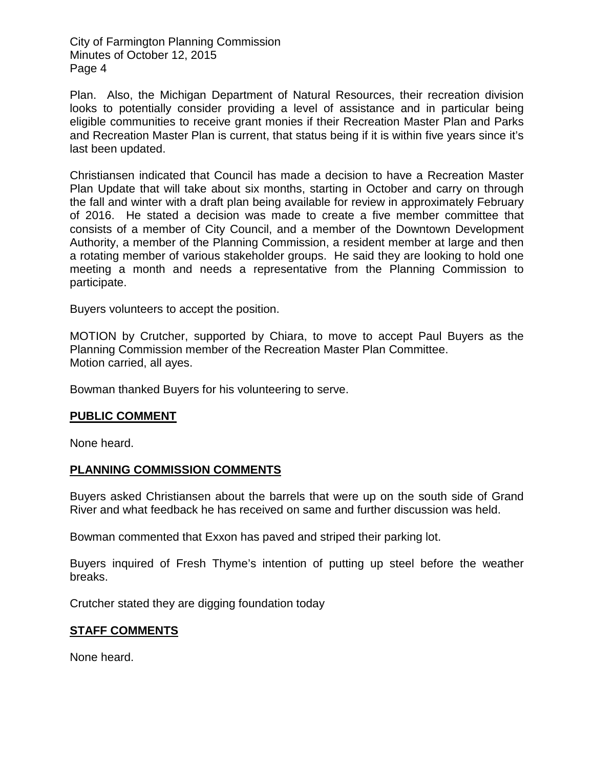Plan. Also, the Michigan Department of Natural Resources, their recreation division looks to potentially consider providing a level of assistance and in particular being eligible communities to receive grant monies if their Recreation Master Plan and Parks and Recreation Master Plan is current, that status being if it is within five years since it's last been updated.

Christiansen indicated that Council has made a decision to have a Recreation Master Plan Update that will take about six months, starting in October and carry on through the fall and winter with a draft plan being available for review in approximately February of 2016. He stated a decision was made to create a five member committee that consists of a member of City Council, and a member of the Downtown Development Authority, a member of the Planning Commission, a resident member at large and then a rotating member of various stakeholder groups. He said they are looking to hold one meeting a month and needs a representative from the Planning Commission to participate.

Buyers volunteers to accept the position.

MOTION by Crutcher, supported by Chiara, to move to accept Paul Buyers as the Planning Commission member of the Recreation Master Plan Committee.
Motion carried, all ayes.

Bowman thanked Buyers for his volunteering to serve.

## PUBLIC COMMENT

None heard.

## PLANNING COMMISSION COMMENTS

Buyers asked Christiansen about the barrels that were up on the south side of Grand River and what feedback he has received on same and further discussion was held.

Bowman commented that Exxon has paved and striped their parking lot.

Buyers inquired of Fresh Thyme's intention of putting up steel before the weather breaks.

Crutcher stated they are digging foundation today

## STAFF COMMENTS

None heard.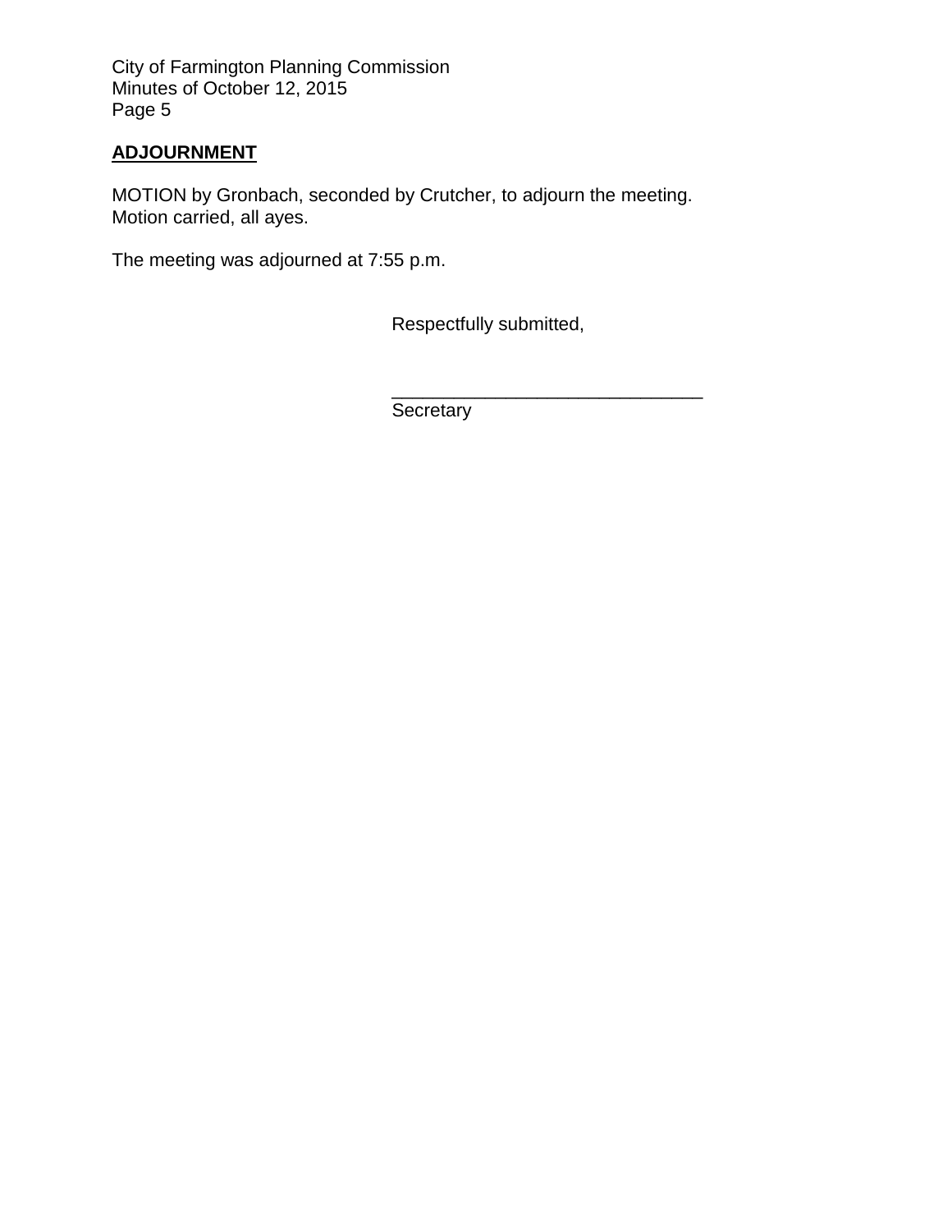**ADJOURNMENT**

MOTION by Gronbach, seconded by Crutcher, to adjourn the meeting.
Motion carried, all ayes.

The meeting was adjourned at 7:55 p.m.

Respectfully submitted,

_______________________________
Secretary